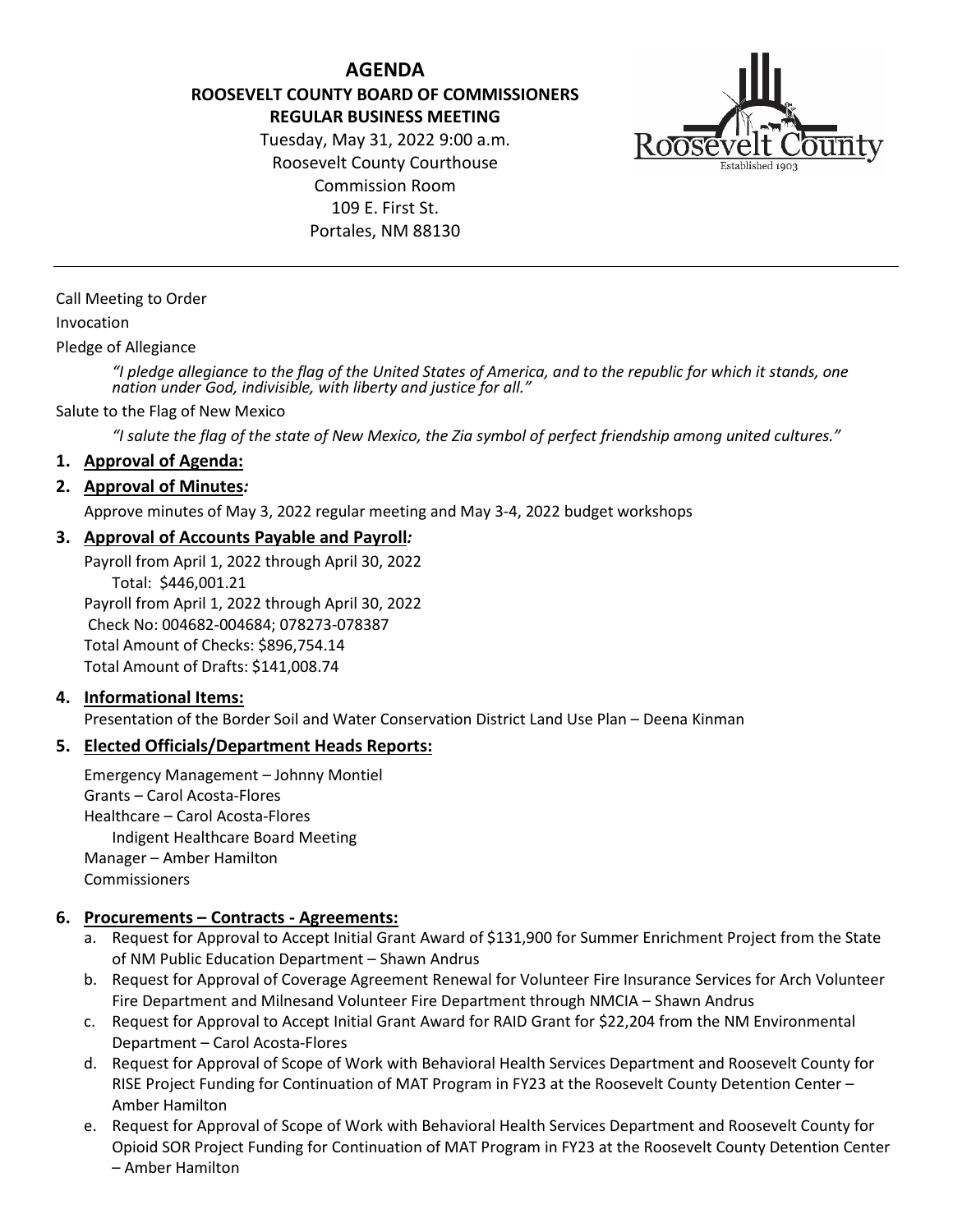# AGENDA

## ROOSEVELT COUNTY BOARD OF COMMISSIONERS
## REGULAR BUSINESS MEETING

Tuesday, May 31, 2022 9:00 a.m.
Roosevelt County Courthouse
Commission Room
109 E. First St.
Portales, NM 88130

---

Call Meeting to Order

Invocation

Pledge of Allegiance

> *"I pledge allegiance to the flag of the United States of America, and to the republic for which it stands, one nation under God, indivisible, with liberty and justice for all."*

Salute to the Flag of New Mexico

> *"I salute the flag of the state of New Mexico, the Zia symbol of perfect friendship among united cultures."*

1. **Approval of Agenda:**

2. **Approval of Minutes*:***

   Approve minutes of May 3, 2022 regular meeting and May 3-4, 2022 budget workshops

3. **Approval of Accounts Payable and Payroll*:***

   Payroll from April 1, 2022 through April 30, 2022
   Total: $446,001.21
   Payroll from April 1, 2022 through April 30, 2022
   Check No: 004682-004684; 078273-078387
   Total Amount of Checks: $896,754.14
   Total Amount of Drafts: $141,008.74

4. **Informational Items:**

   Presentation of the Border Soil and Water Conservation District Land Use Plan – Deena Kinman

5. **Elected Officials/Department Heads Reports:**

   Emergency Management – Johnny Montiel
   Grants – Carol Acosta-Flores
   Healthcare – Carol Acosta-Flores
   Indigent Healthcare Board Meeting
   Manager – Amber Hamilton
   Commissioners

6. **Procurements – Contracts - Agreements:**

   a. Request for Approval to Accept Initial Grant Award of $131,900 for Summer Enrichment Project from the State of NM Public Education Department – Shawn Andrus
   b. Request for Approval of Coverage Agreement Renewal for Volunteer Fire Insurance Services for Arch Volunteer Fire Department and Milnesand Volunteer Fire Department through NMCIA – Shawn Andrus
   c. Request for Approval to Accept Initial Grant Award for RAID Grant for $22,204 from the NM Environmental Department – Carol Acosta-Flores
   d. Request for Approval of Scope of Work with Behavioral Health Services Department and Roosevelt County for RISE Project Funding for Continuation of MAT Program in FY23 at the Roosevelt County Detention Center – Amber Hamilton
   e. Request for Approval of Scope of Work with Behavioral Health Services Department and Roosevelt County for Opioid SOR Project Funding for Continuation of MAT Program in FY23 at the Roosevelt County Detention Center – Amber Hamilton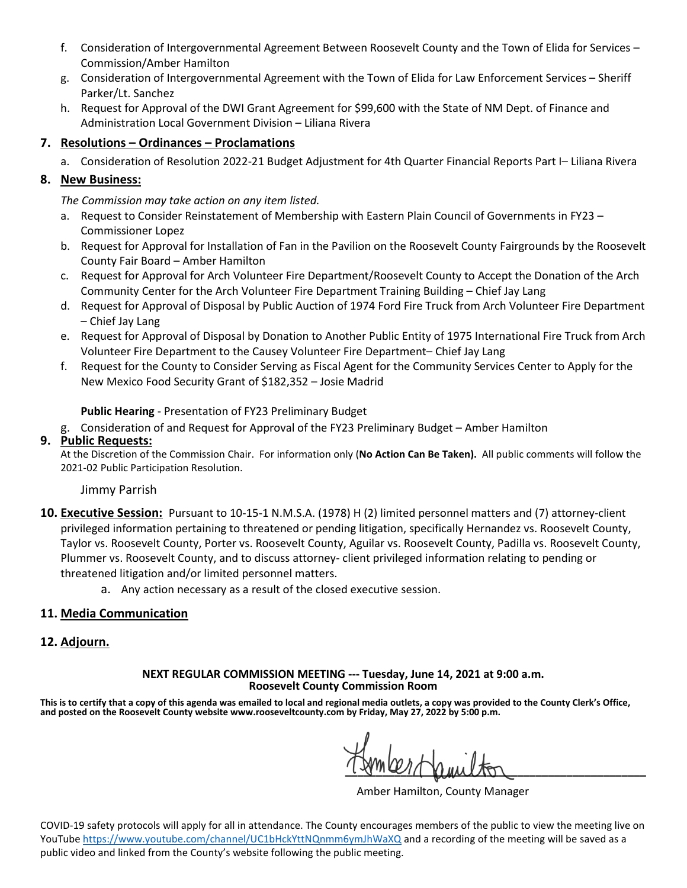f. Consideration of Intergovernmental Agreement Between Roosevelt County and the Town of Elida for Services – Commission/Amber Hamilton
g. Consideration of Intergovernmental Agreement with the Town of Elida for Law Enforcement Services – Sheriff Parker/Lt. Sanchez
h. Request for Approval of the DWI Grant Agreement for $99,600 with the State of NM Dept. of Finance and Administration Local Government Division – Liliana Rivera

**7. Resolutions – Ordinances – Proclamations**

a. Consideration of Resolution 2022-21 Budget Adjustment for 4th Quarter Financial Reports Part I– Liliana Rivera

**8. New Business:**

*The Commission may take action on any item listed.*

a. Request to Consider Reinstatement of Membership with Eastern Plain Council of Governments in FY23 – Commissioner Lopez
b. Request for Approval for Installation of Fan in the Pavilion on the Roosevelt County Fairgrounds by the Roosevelt County Fair Board – Amber Hamilton
c. Request for Approval for Arch Volunteer Fire Department/Roosevelt County to Accept the Donation of the Arch Community Center for the Arch Volunteer Fire Department Training Building – Chief Jay Lang
d. Request for Approval of Disposal by Public Auction of 1974 Ford Fire Truck from Arch Volunteer Fire Department – Chief Jay Lang
e. Request for Approval of Disposal by Donation to Another Public Entity of 1975 International Fire Truck from Arch Volunteer Fire Department to the Causey Volunteer Fire Department– Chief Jay Lang
f. Request for the County to Consider Serving as Fiscal Agent for the Community Services Center to Apply for the New Mexico Food Security Grant of $182,352 – Josie Madrid

**Public Hearing** - Presentation of FY23 Preliminary Budget

g. Consideration of and Request for Approval of the FY23 Preliminary Budget – Amber Hamilton

**9. Public Requests:**

At the Discretion of the Commission Chair. For information only (**No Action Can Be Taken).** All public comments will follow the 2021-02 Public Participation Resolution.

Jimmy Parrish

**10. Executive Session:** Pursuant to 10-15-1 N.M.S.A. (1978) H (2) limited personnel matters and (7) attorney-client privileged information pertaining to threatened or pending litigation, specifically Hernandez vs. Roosevelt County, Taylor vs. Roosevelt County, Porter vs. Roosevelt County, Aguilar vs. Roosevelt County, Padilla vs. Roosevelt County, Plummer vs. Roosevelt County, and to discuss attorney- client privileged information relating to pending or threatened litigation and/or limited personnel matters.

a. Any action necessary as a result of the closed executive session.

**11. Media Communication**

**12. Adjourn.**

**NEXT REGULAR COMMISSION MEETING --- Tuesday, June 14, 2021 at 9:00 a.m.**
**Roosevelt County Commission Room**

**This is to certify that a copy of this agenda was emailed to local and regional media outlets, a copy was provided to the County Clerk's Office, and posted on the Roosevelt County website www.rooseveltcounty.com by Friday, May 27, 2022 by 5:00 p.m.**

Amber Hamilton, County Manager

COVID-19 safety protocols will apply for all in attendance. The County encourages members of the public to view the meeting live on YouTube https://www.youtube.com/channel/UC1bHckYttNQnmm6ymJhWaXQ and a recording of the meeting will be saved as a public video and linked from the County's website following the public meeting.